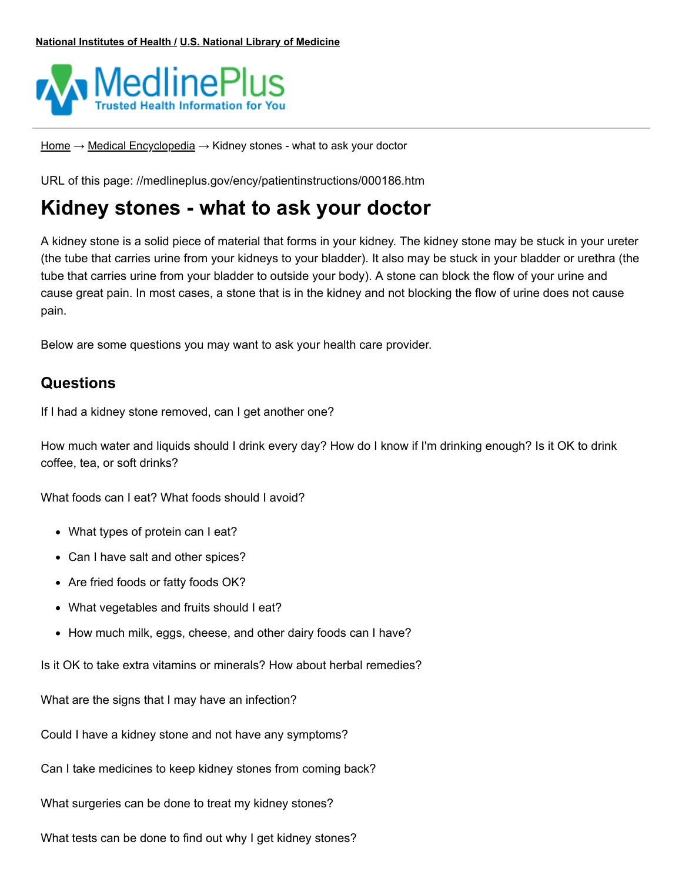National Institutes of Health / U.S. National Library of Medicine

MedlinePlus
Trusted Health Information for You

Home → Medical Encyclopedia → Kidney stones - what to ask your doctor

URL of this page: //medlineplus.gov/ency/patientinstructions/000186.htm

# Kidney stones - what to ask your doctor

A kidney stone is a solid piece of material that forms in your kidney. The kidney stone may be stuck in your ureter (the tube that carries urine from your kidneys to your bladder). It also may be stuck in your bladder or urethra (the tube that carries urine from your bladder to outside your body). A stone can block the flow of your urine and cause great pain. In most cases, a stone that is in the kidney and not blocking the flow of urine does not cause pain.

Below are some questions you may want to ask your health care provider.

## Questions

If I had a kidney stone removed, can I get another one?

How much water and liquids should I drink every day? How do I know if I'm drinking enough? Is it OK to drink coffee, tea, or soft drinks?

What foods can I eat? What foods should I avoid?

- What types of protein can I eat?
- Can I have salt and other spices?
- Are fried foods or fatty foods OK?
- What vegetables and fruits should I eat?
- How much milk, eggs, cheese, and other dairy foods can I have?

Is it OK to take extra vitamins or minerals? How about herbal remedies?

What are the signs that I may have an infection?

Could I have a kidney stone and not have any symptoms?

Can I take medicines to keep kidney stones from coming back?

What surgeries can be done to treat my kidney stones?

What tests can be done to find out why I get kidney stones?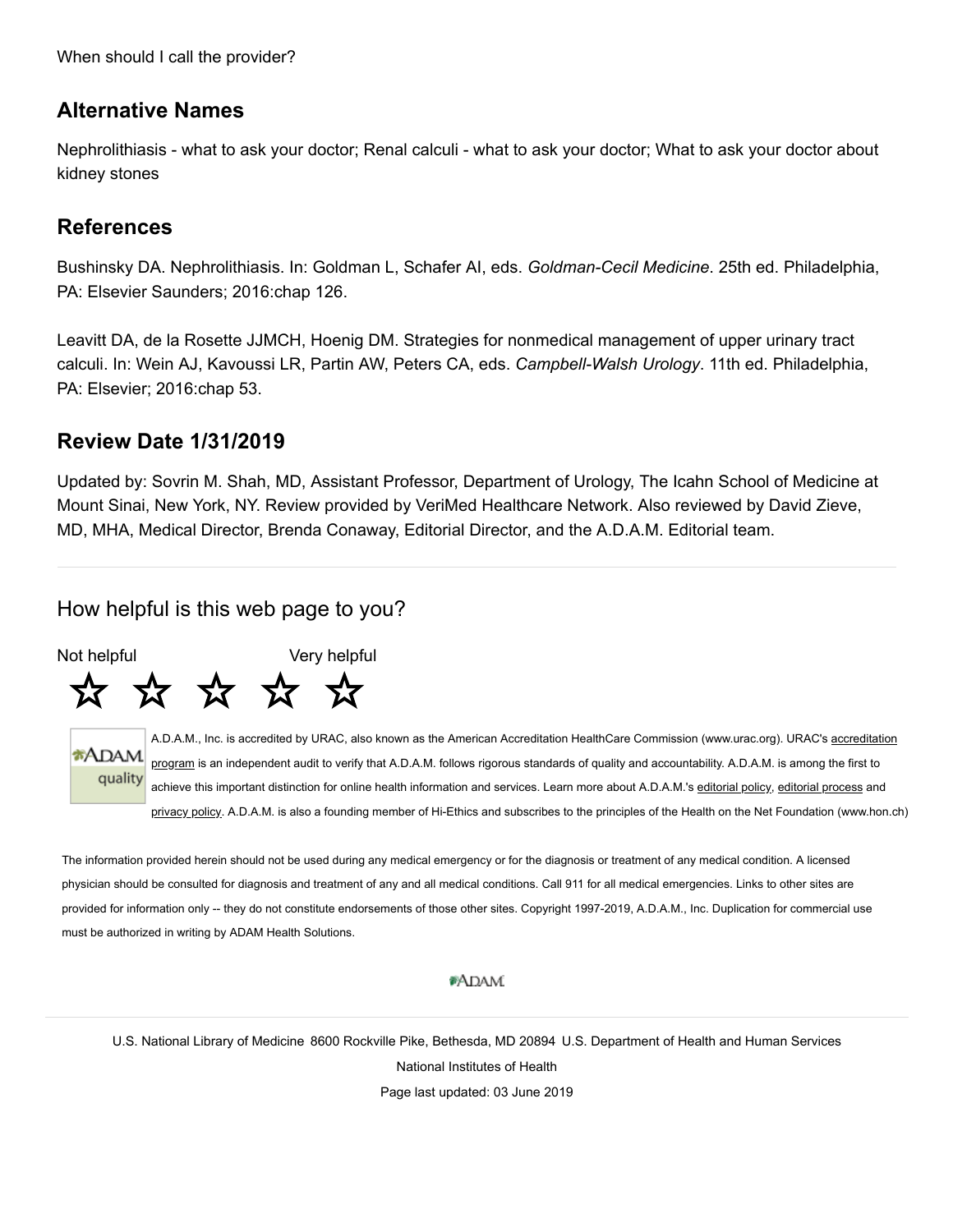When should I call the provider?

## Alternative Names

Nephrolithiasis - what to ask your doctor; Renal calculi - what to ask your doctor; What to ask your doctor about kidney stones

## References

Bushinsky DA. Nephrolithiasis. In: Goldman L, Schafer AI, eds. *Goldman-Cecil Medicine*. 25th ed. Philadelphia, PA: Elsevier Saunders; 2016:chap 126.

Leavitt DA, de la Rosette JJMCH, Hoenig DM. Strategies for nonmedical management of upper urinary tract calculi. In: Wein AJ, Kavoussi LR, Partin AW, Peters CA, eds. *Campbell-Walsh Urology*. 11th ed. Philadelphia, PA: Elsevier; 2016:chap 53.

## Review Date 1/31/2019

Updated by: Sovrin M. Shah, MD, Assistant Professor, Department of Urology, The Icahn School of Medicine at Mount Sinai, New York, NY. Review provided by VeriMed Healthcare Network. Also reviewed by David Zieve, MD, MHA, Medical Director, Brenda Conaway, Editorial Director, and the A.D.A.M. Editorial team.

How helpful is this web page to you?

Not helpful Very helpful

☆ ☆ ☆ ☆ ☆

A.D.A.M., Inc. is accredited by URAC, also known as the American Accreditation HealthCare Commission (www.urac.org). URAC's accreditation program is an independent audit to verify that A.D.A.M. follows rigorous standards of quality and accountability. A.D.A.M. is among the first to achieve this important distinction for online health information and services. Learn more about A.D.A.M.'s editorial policy, editorial process and privacy policy. A.D.A.M. is also a founding member of Hi-Ethics and subscribes to the principles of the Health on the Net Foundation (www.hon.ch)

The information provided herein should not be used during any medical emergency or for the diagnosis or treatment of any medical condition. A licensed physician should be consulted for diagnosis and treatment of any and all medical conditions. Call 911 for all medical emergencies. Links to other sites are provided for information only -- they do not constitute endorsements of those other sites. Copyright 1997-2019, A.D.A.M., Inc. Duplication for commercial use must be authorized in writing by ADAM Health Solutions.

U.S. National Library of Medicine 8600 Rockville Pike, Bethesda, MD 20894 U.S. Department of Health and Human Services National Institutes of Health

Page last updated: 03 June 2019